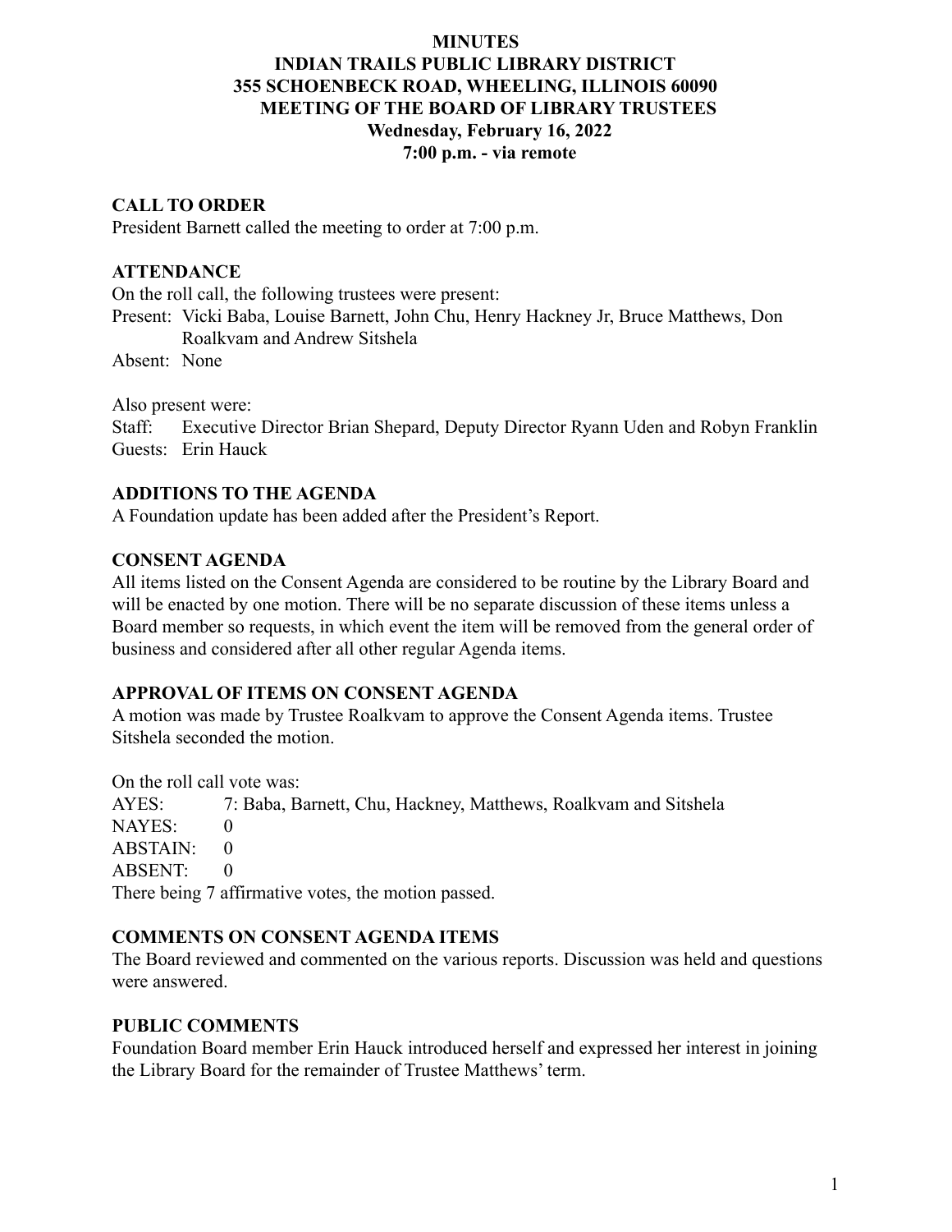# MINUTES
# INDIAN TRAILS PUBLIC LIBRARY DISTRICT
# 355 SCHOENBECK ROAD, WHEELING, ILLINOIS 60090
# MEETING OF THE BOARD OF LIBRARY TRUSTEES
**Wednesday, February 16, 2022**
**7:00 p.m. - via remote**

## CALL TO ORDER

President Barnett called the meeting to order at 7:00 p.m.

## ATTENDANCE

On the roll call, the following trustees were present:

Present: Vicki Baba, Louise Barnett, John Chu, Henry Hackney Jr, Bruce Matthews, Don Roalkvam and Andrew Sitshela

Absent: None

Also present were:

Staff: Executive Director Brian Shepard, Deputy Director Ryann Uden and Robyn Franklin

Guests: Erin Hauck

## ADDITIONS TO THE AGENDA

A Foundation update has been added after the President's Report.

## CONSENT AGENDA

All items listed on the Consent Agenda are considered to be routine by the Library Board and will be enacted by one motion. There will be no separate discussion of these items unless a Board member so requests, in which event the item will be removed from the general order of business and considered after all other regular Agenda items.

## APPROVAL OF ITEMS ON CONSENT AGENDA

A motion was made by Trustee Roalkvam to approve the Consent Agenda items. Trustee Sitshela seconded the motion.

On the roll call vote was:

AYES: 7: Baba, Barnett, Chu, Hackney, Matthews, Roalkvam and Sitshela
NAYES: 0
ABSTAIN: 0
ABSENT: 0

There being 7 affirmative votes, the motion passed.

## COMMENTS ON CONSENT AGENDA ITEMS

The Board reviewed and commented on the various reports. Discussion was held and questions were answered.

## PUBLIC COMMENTS

Foundation Board member Erin Hauck introduced herself and expressed her interest in joining the Library Board for the remainder of Trustee Matthews' term.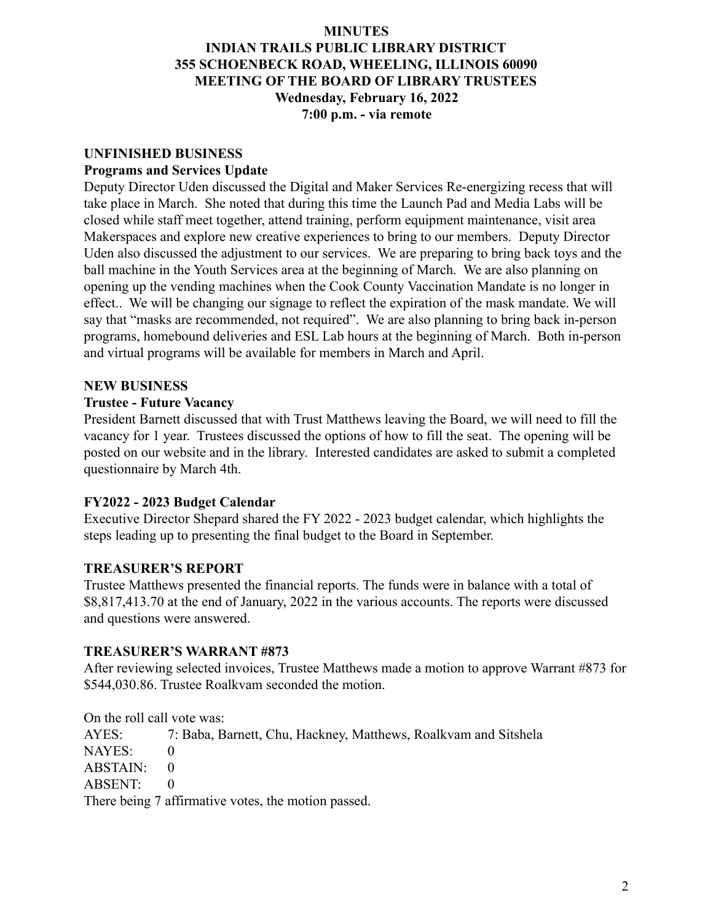**MINUTES**
**INDIAN TRAILS PUBLIC LIBRARY DISTRICT**
**355 SCHOENBECK ROAD, WHEELING, ILLINOIS 60090**
**MEETING OF THE BOARD OF LIBRARY TRUSTEES**
**Wednesday, February 16, 2022**
**7:00 p.m. - via remote**

## UNFINISHED BUSINESS

### Programs and Services Update

Deputy Director Uden discussed the Digital and Maker Services Re-energizing recess that will take place in March. She noted that during this time the Launch Pad and Media Labs will be closed while staff meet together, attend training, perform equipment maintenance, visit area Makerspaces and explore new creative experiences to bring to our members. Deputy Director Uden also discussed the adjustment to our services. We are preparing to bring back toys and the ball machine in the Youth Services area at the beginning of March. We are also planning on opening up the vending machines when the Cook County Vaccination Mandate is no longer in effect.. We will be changing our signage to reflect the expiration of the mask mandate. We will say that "masks are recommended, not required". We are also planning to bring back in-person programs, homebound deliveries and ESL Lab hours at the beginning of March. Both in-person and virtual programs will be available for members in March and April.

## NEW BUSINESS

### Trustee - Future Vacancy

President Barnett discussed that with Trust Matthews leaving the Board, we will need to fill the vacancy for 1 year. Trustees discussed the options of how to fill the seat. The opening will be posted on our website and in the library. Interested candidates are asked to submit a completed questionnaire by March 4th.

### FY2022 - 2023 Budget Calendar

Executive Director Shepard shared the FY 2022 - 2023 budget calendar, which highlights the steps leading up to presenting the final budget to the Board in September.

## TREASURER'S REPORT

Trustee Matthews presented the financial reports. The funds were in balance with a total of $8,817,413.70 at the end of January, 2022 in the various accounts. The reports were discussed and questions were answered.

## TREASURER'S WARRANT #873

After reviewing selected invoices, Trustee Matthews made a motion to approve Warrant #873 for $544,030.86. Trustee Roalkvam seconded the motion.

On the roll call vote was:

AYES: 7: Baba, Barnett, Chu, Hackney, Matthews, Roalkvam and Sitshela
NAYES: 0
ABSTAIN: 0
ABSENT: 0

There being 7 affirmative votes, the motion passed.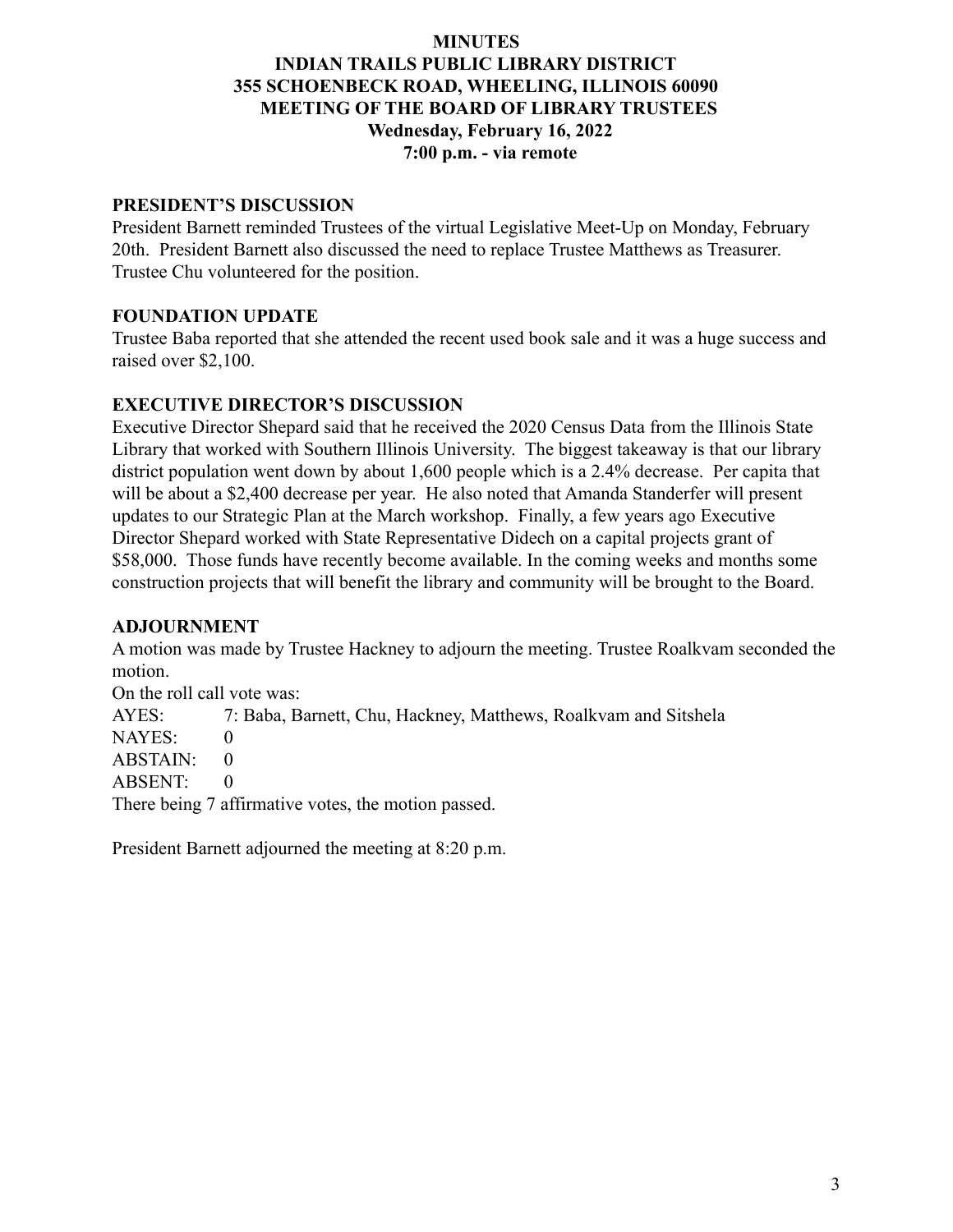**MINUTES**
**INDIAN TRAILS PUBLIC LIBRARY DISTRICT**
**355 SCHOENBECK ROAD, WHEELING, ILLINOIS 60090**
**MEETING OF THE BOARD OF LIBRARY TRUSTEES**
**Wednesday, February 16, 2022**
**7:00 p.m. - via remote**

## PRESIDENT'S DISCUSSION

President Barnett reminded Trustees of the virtual Legislative Meet-Up on Monday, February 20th. President Barnett also discussed the need to replace Trustee Matthews as Treasurer. Trustee Chu volunteered for the position.

## FOUNDATION UPDATE

Trustee Baba reported that she attended the recent used book sale and it was a huge success and raised over $2,100.

## EXECUTIVE DIRECTOR'S DISCUSSION

Executive Director Shepard said that he received the 2020 Census Data from the Illinois State Library that worked with Southern Illinois University. The biggest takeaway is that our library district population went down by about 1,600 people which is a 2.4% decrease. Per capita that will be about a $2,400 decrease per year. He also noted that Amanda Standerfer will present updates to our Strategic Plan at the March workshop. Finally, a few years ago Executive Director Shepard worked with State Representative Didech on a capital projects grant of $58,000. Those funds have recently become available. In the coming weeks and months some construction projects that will benefit the library and community will be brought to the Board.

## ADJOURNMENT

A motion was made by Trustee Hackney to adjourn the meeting. Trustee Roalkvam seconded the motion.

On the roll call vote was:

AYES: 7: Baba, Barnett, Chu, Hackney, Matthews, Roalkvam and Sitshela
NAYES: 0
ABSTAIN: 0
ABSENT: 0

There being 7 affirmative votes, the motion passed.

President Barnett adjourned the meeting at 8:20 p.m.